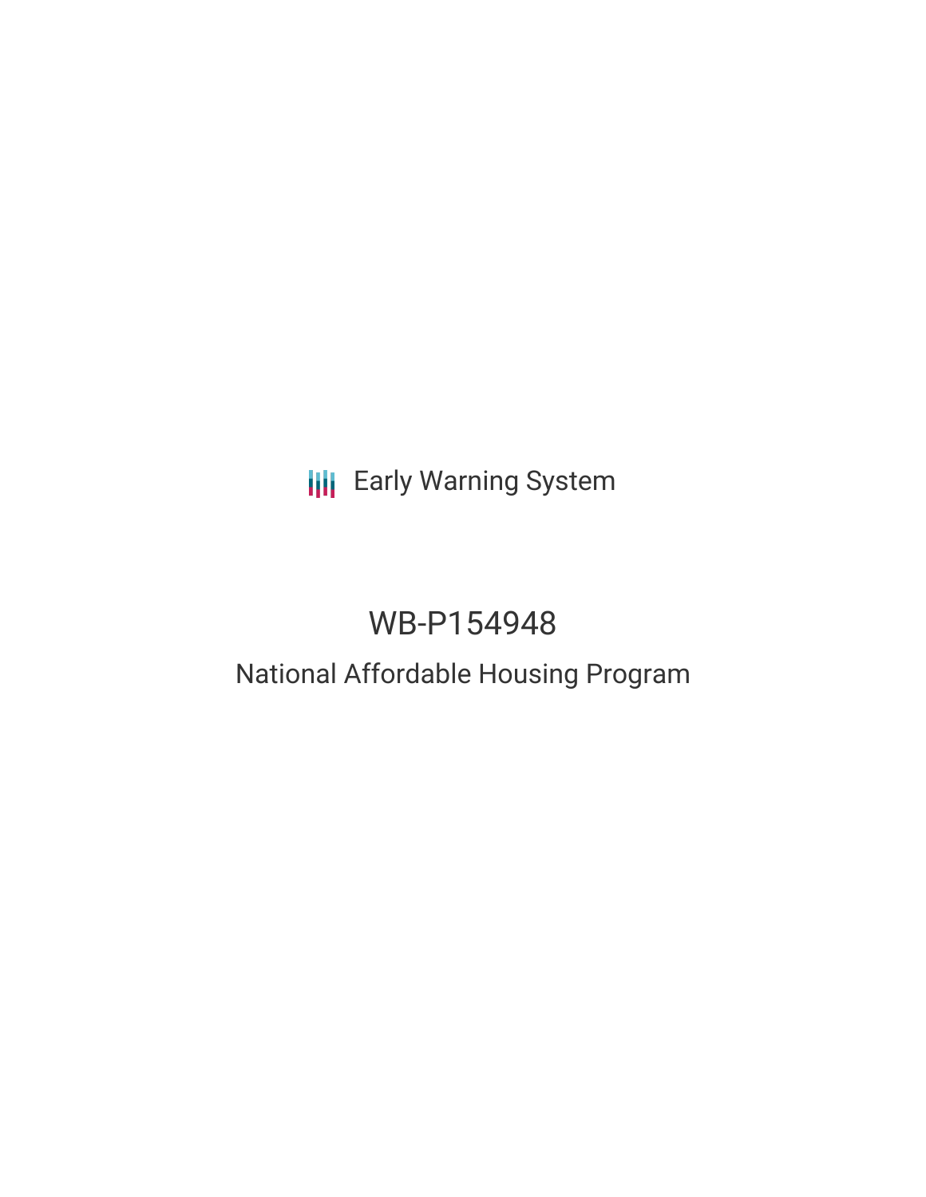Early Warning System

# WB-P154948

## National Affordable Housing Program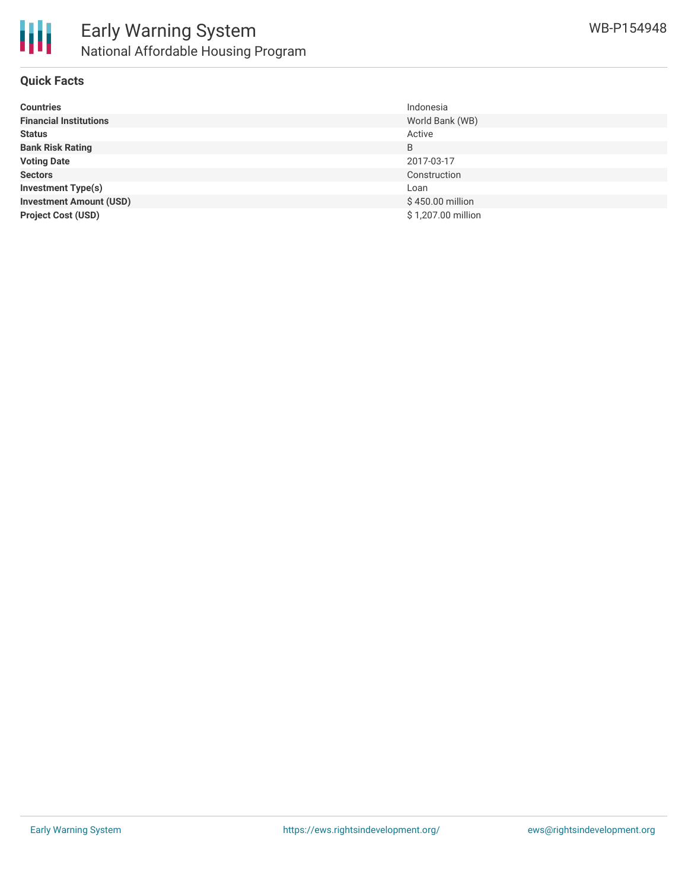# Early Warning System

## National Affordable Housing Program

WB-P154948

### Quick Facts

| | |
|---|---|
| **Countries** | Indonesia |
| **Financial Institutions** | World Bank (WB) |
| **Status** | Active |
| **Bank Risk Rating** | B |
| **Voting Date** | 2017-03-17 |
| **Sectors** | Construction |
| **Investment Type(s)** | Loan |
| **Investment Amount (USD)** | $ 450.00 million |
| **Project Cost (USD)** | $ 1,207.00 million |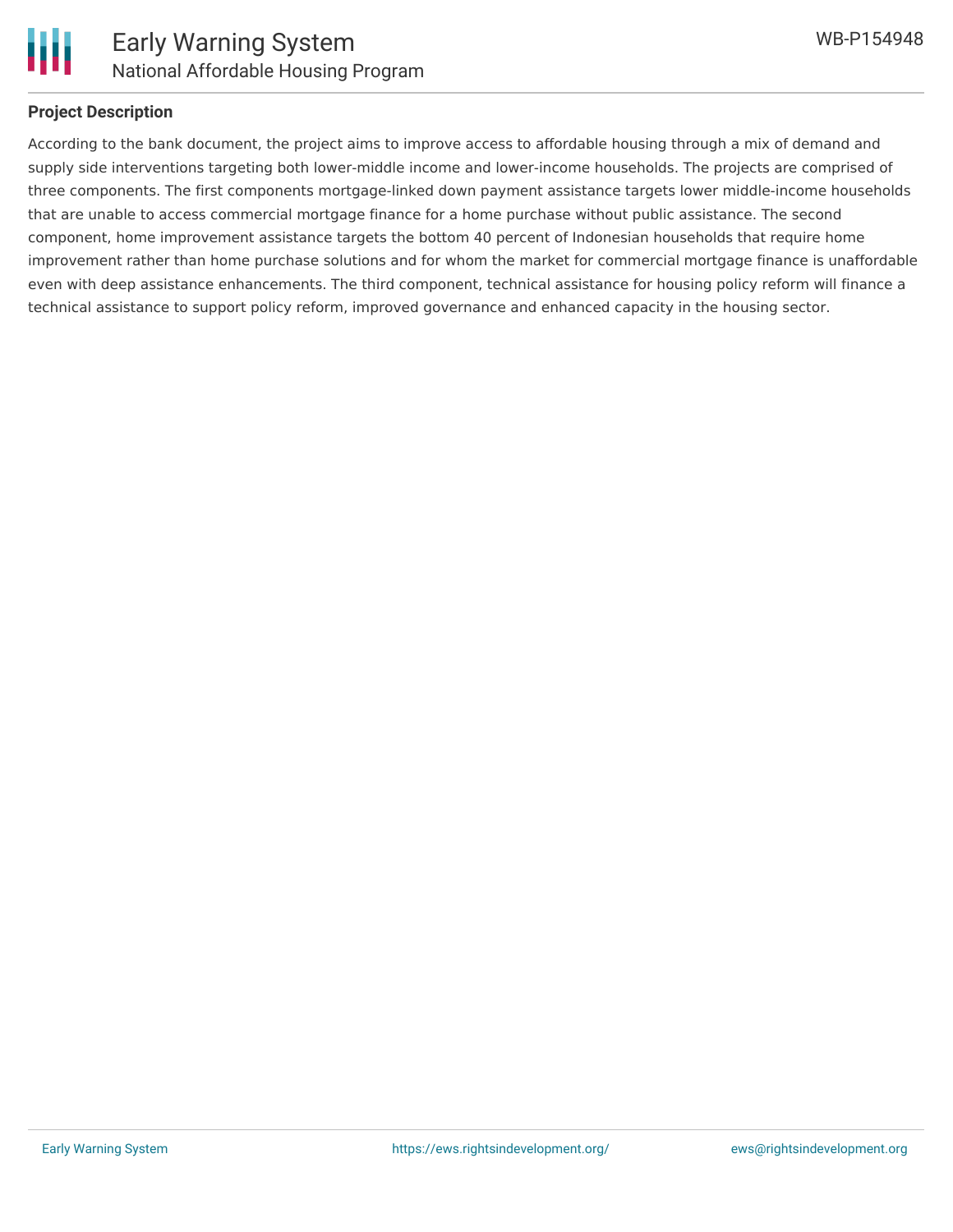## Project Description

According to the bank document, the project aims to improve access to affordable housing through a mix of demand and supply side interventions targeting both lower-middle income and lower-income households. The projects are comprised of three components. The first components mortgage-linked down payment assistance targets lower middle-income households that are unable to access commercial mortgage finance for a home purchase without public assistance. The second component, home improvement assistance targets the bottom 40 percent of Indonesian households that require home improvement rather than home purchase solutions and for whom the market for commercial mortgage finance is unaffordable even with deep assistance enhancements. The third component, technical assistance for housing policy reform will finance a technical assistance to support policy reform, improved governance and enhanced capacity in the housing sector.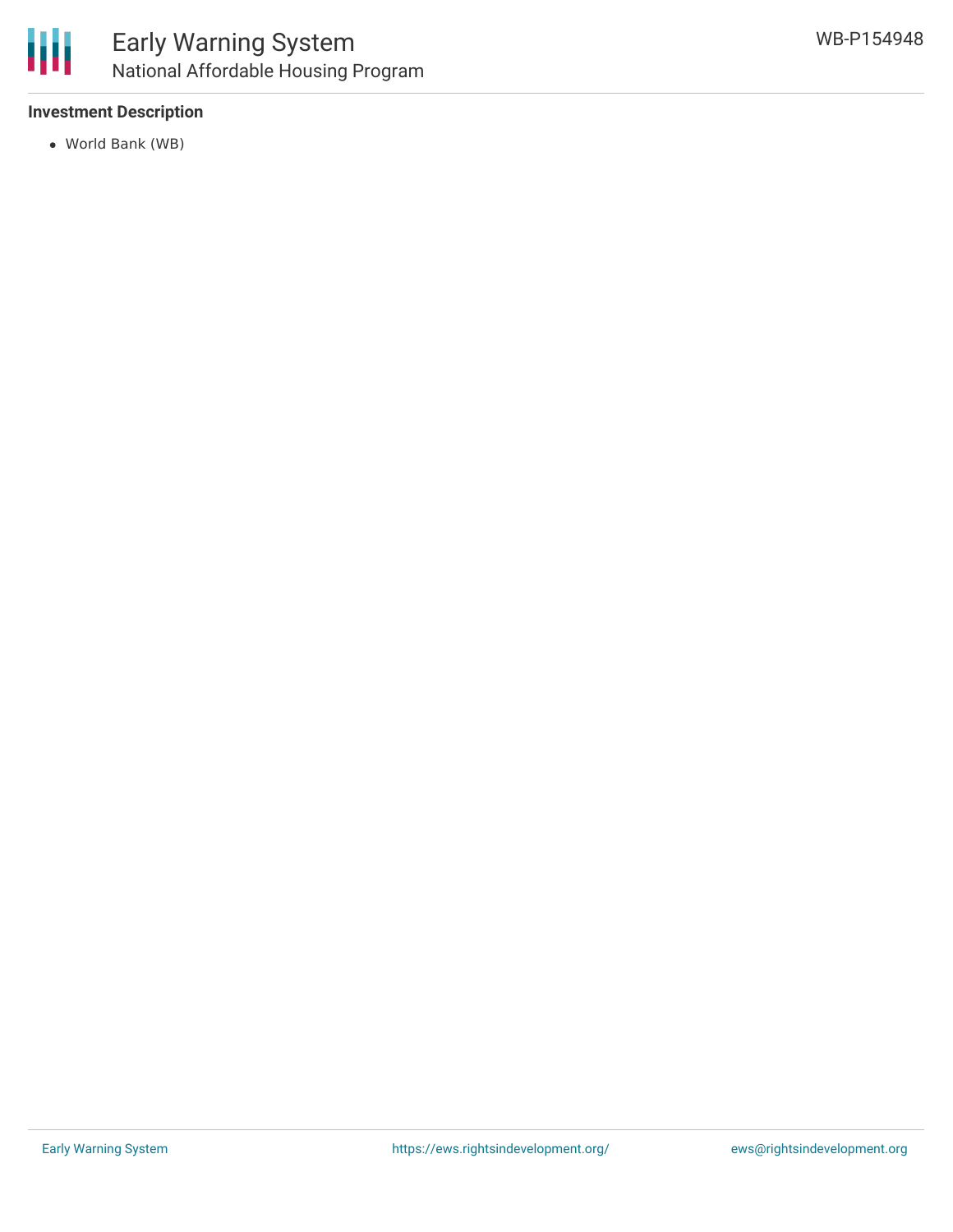## Investment Description

- World Bank (WB)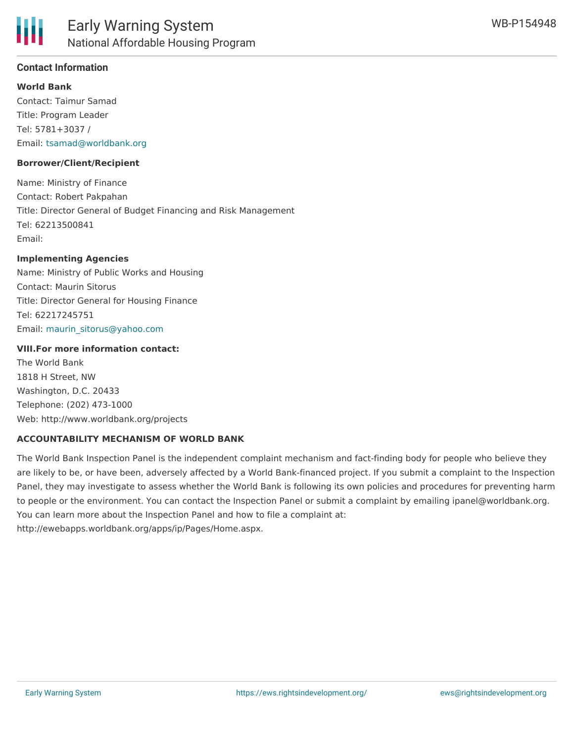## Contact Information

**World Bank**

Contact: Taimur Samad
Title: Program Leader
Tel: 5781+3037 /
Email: tsamad@worldbank.org

**Borrower/Client/Recipient**

Name: Ministry of Finance
Contact: Robert Pakpahan
Title: Director General of Budget Financing and Risk Management
Tel: 62213500841
Email:

**Implementing Agencies**

Name: Ministry of Public Works and Housing
Contact: Maurin Sitorus
Title: Director General for Housing Finance
Tel: 62217245751
Email: maurin_sitorus@yahoo.com

**VIII.For more information contact:**

The World Bank
1818 H Street, NW
Washington, D.C. 20433
Telephone: (202) 473-1000
Web: http://www.worldbank.org/projects

**ACCOUNTABILITY MECHANISM OF WORLD BANK**

The World Bank Inspection Panel is the independent complaint mechanism and fact-finding body for people who believe they are likely to be, or have been, adversely affected by a World Bank-financed project. If you submit a complaint to the Inspection Panel, they may investigate to assess whether the World Bank is following its own policies and procedures for preventing harm to people or the environment. You can contact the Inspection Panel or submit a complaint by emailing ipanel@worldbank.org. You can learn more about the Inspection Panel and how to file a complaint at: http://ewebapps.worldbank.org/apps/ip/Pages/Home.aspx.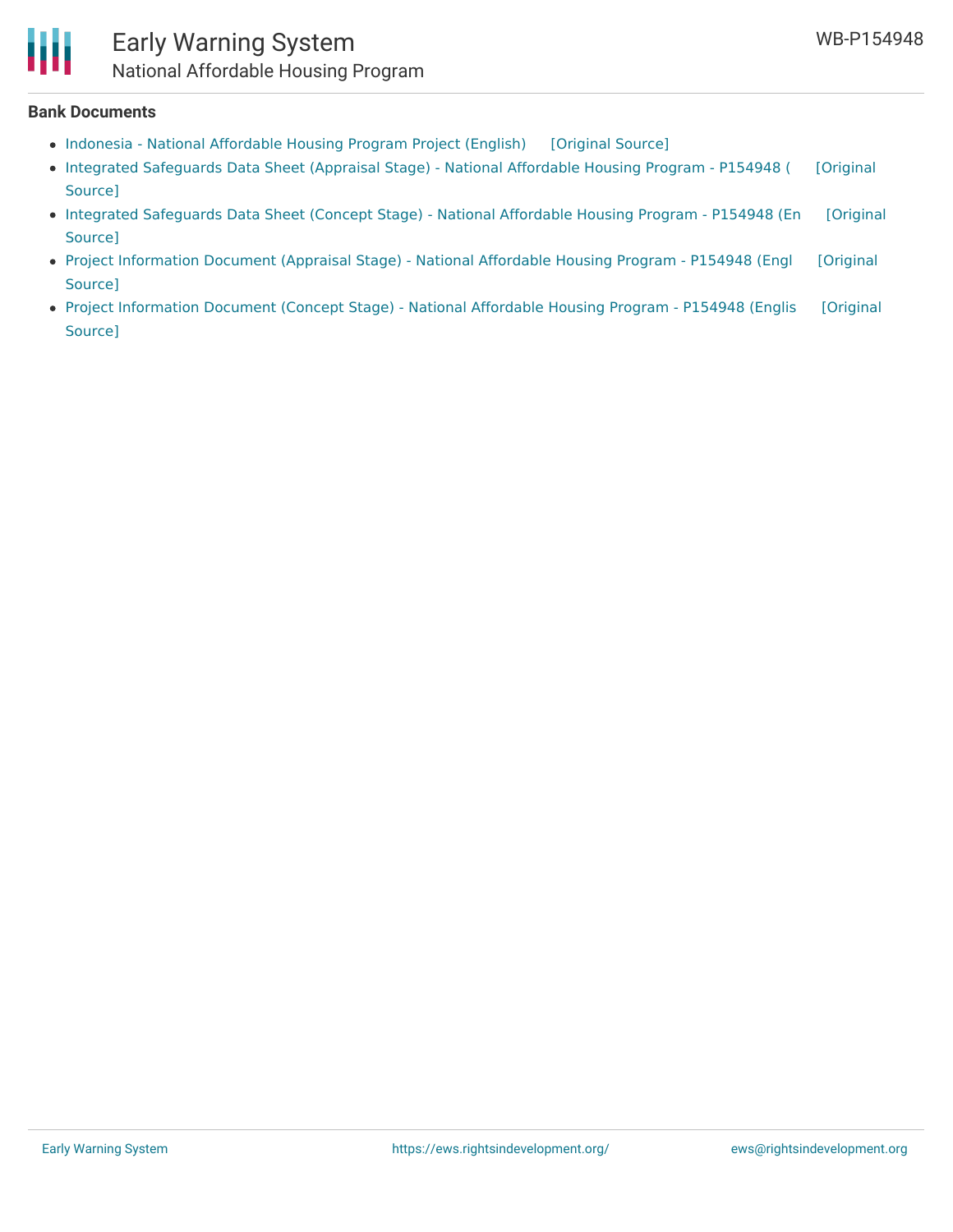## Bank Documents

- Indonesia - National Affordable Housing Program Project (English) [Original Source]
- Integrated Safeguards Data Sheet (Appraisal Stage) - National Affordable Housing Program - P154948 ( [Original Source]
- Integrated Safeguards Data Sheet (Concept Stage) - National Affordable Housing Program - P154948 (En [Original Source]
- Project Information Document (Appraisal Stage) - National Affordable Housing Program - P154948 (Engl [Original Source]
- Project Information Document (Concept Stage) - National Affordable Housing Program - P154948 (Englis [Original Source]